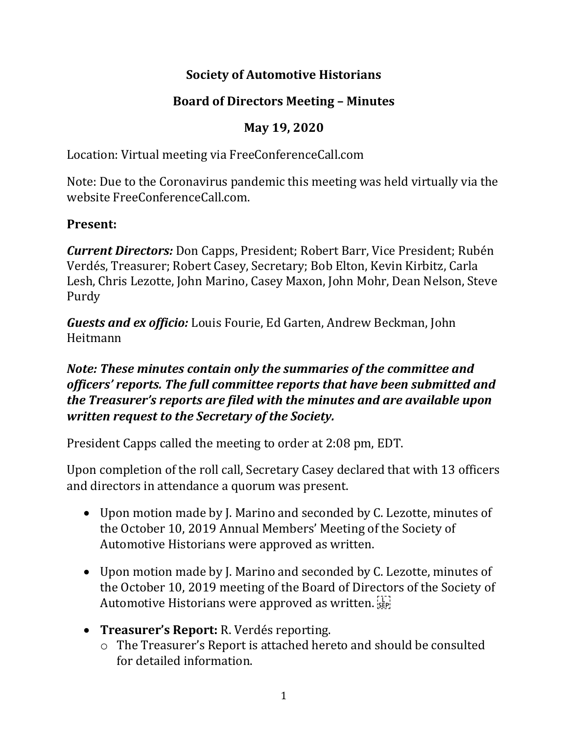# Society of Automotive Historians

## Board of Directors Meeting – Minutes

## May 19, 2020

Location: Virtual meeting via FreeConferenceCall.com

Note: Due to the Coronavirus pandemic this meeting was held virtually via the website FreeConferenceCall.com.

### Present:

***Current Directors:*** Don Capps, President; Robert Barr, Vice President; Rubén Verdés, Treasurer; Robert Casey, Secretary; Bob Elton, Kevin Kirbitz, Carla Lesh, Chris Lezotte, John Marino, Casey Maxon, John Mohr, Dean Nelson, Steve Purdy

***Guests and ex officio:*** Louis Fourie, Ed Garten, Andrew Beckman, John Heitmann

***Note: These minutes contain only the summaries of the committee and officers' reports. The full committee reports that have been submitted and the Treasurer's reports are filed with the minutes and are available upon written request to the Secretary of the Society.***

President Capps called the meeting to order at 2:08 pm, EDT.

Upon completion of the roll call, Secretary Casey declared that with 13 officers and directors in attendance a quorum was present.

- Upon motion made by J. Marino and seconded by C. Lezotte, minutes of the October 10, 2019 Annual Members' Meeting of the Society of Automotive Historians were approved as written.
- Upon motion made by J. Marino and seconded by C. Lezotte, minutes of the October 10, 2019 meeting of the Board of Directors of the Society of Automotive Historians were approved as written.
- **Treasurer's Report:** R. Verdés reporting.
  - The Treasurer's Report is attached hereto and should be consulted for detailed information.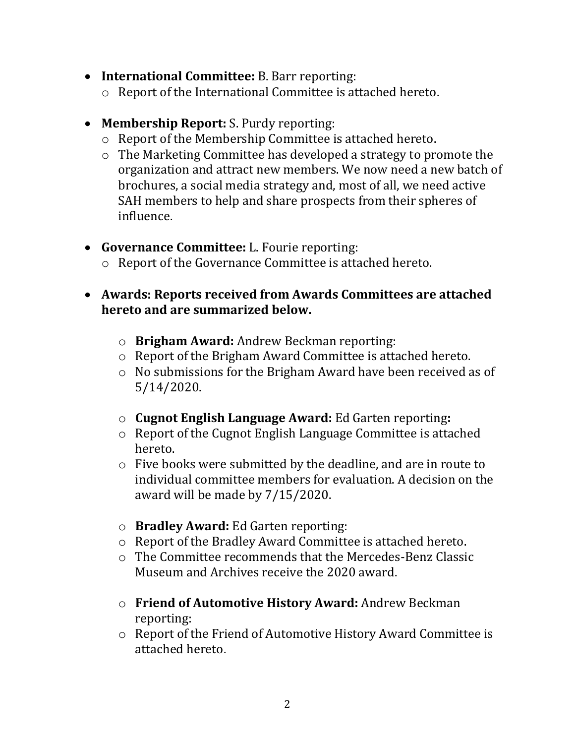- **International Committee:** B. Barr reporting:
  - Report of the International Committee is attached hereto.

- **Membership Report:** S. Purdy reporting:
  - Report of the Membership Committee is attached hereto.
  - The Marketing Committee has developed a strategy to promote the organization and attract new members. We now need a new batch of brochures, a social media strategy and, most of all, we need active SAH members to help and share prospects from their spheres of influence.

- **Governance Committee:** L. Fourie reporting:
  - Report of the Governance Committee is attached hereto.

- **Awards: Reports received from Awards Committees are attached hereto and are summarized below.**

  - **Brigham Award:** Andrew Beckman reporting:
  - Report of the Brigham Award Committee is attached hereto.
  - No submissions for the Brigham Award have been received as of 5/14/2020.

  - **Cugnot English Language Award:** Ed Garten reporting**:**
  - Report of the Cugnot English Language Committee is attached hereto.
  - Five books were submitted by the deadline, and are in route to individual committee members for evaluation. A decision on the award will be made by 7/15/2020.

  - **Bradley Award:** Ed Garten reporting:
  - Report of the Bradley Award Committee is attached hereto.
  - The Committee recommends that the Mercedes-Benz Classic Museum and Archives receive the 2020 award.

  - **Friend of Automotive History Award:** Andrew Beckman reporting:
  - Report of the Friend of Automotive History Award Committee is attached hereto.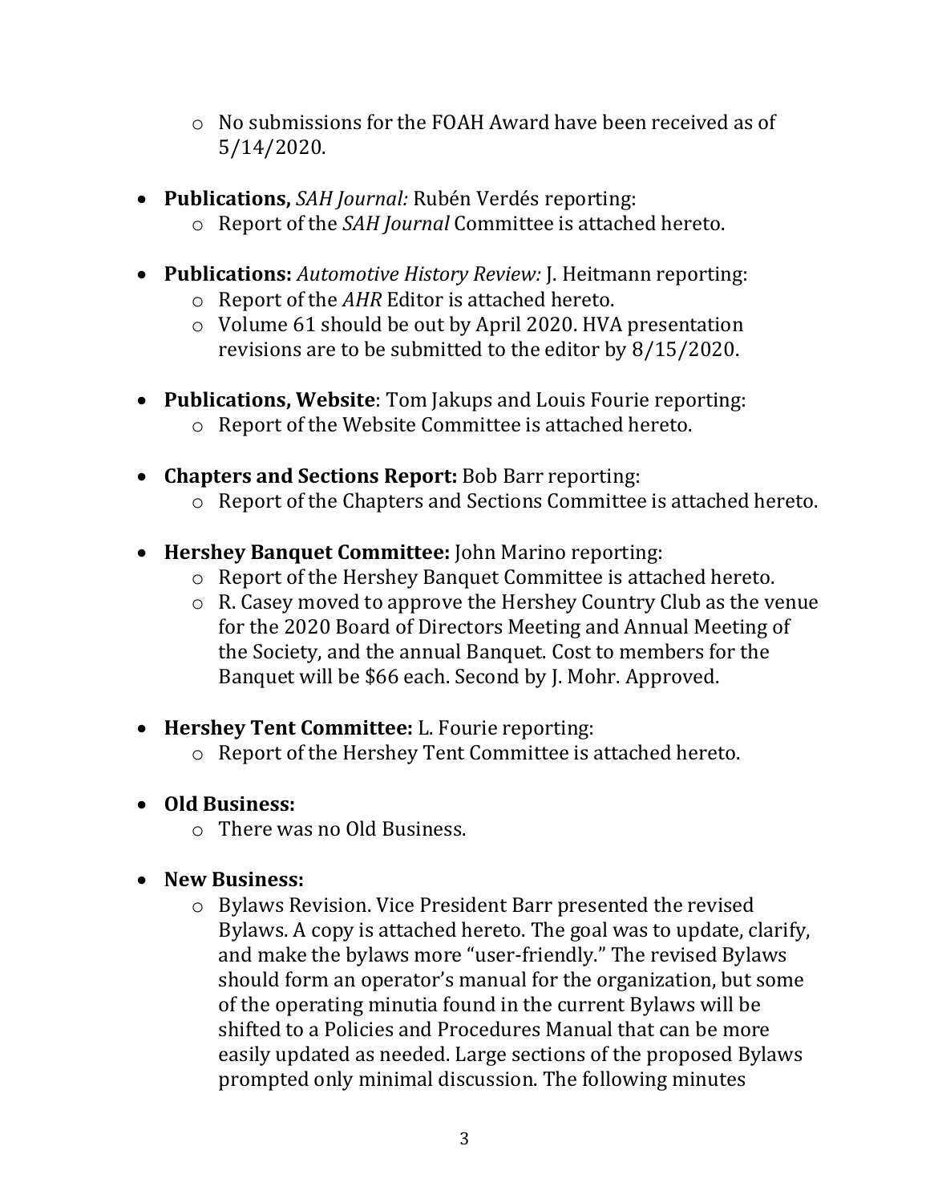- No submissions for the FOAH Award have been received as of 5/14/2020.

- **Publications,** *SAH Journal:* Rubén Verdés reporting:
  - Report of the *SAH Journal* Committee is attached hereto.

- **Publications:** *Automotive History Review:* J. Heitmann reporting:
  - Report of the *AHR* Editor is attached hereto.
  - Volume 61 should be out by April 2020. HVA presentation revisions are to be submitted to the editor by 8/15/2020.

- **Publications, Website**: Tom Jakups and Louis Fourie reporting:
  - Report of the Website Committee is attached hereto.

- **Chapters and Sections Report:** Bob Barr reporting:
  - Report of the Chapters and Sections Committee is attached hereto.

- **Hershey Banquet Committee:** John Marino reporting:
  - Report of the Hershey Banquet Committee is attached hereto.
  - R. Casey moved to approve the Hershey Country Club as the venue for the 2020 Board of Directors Meeting and Annual Meeting of the Society, and the annual Banquet. Cost to members for the Banquet will be $66 each. Second by J. Mohr. Approved.

- **Hershey Tent Committee:** L. Fourie reporting:
  - Report of the Hershey Tent Committee is attached hereto.

- **Old Business:**
  - There was no Old Business.

- **New Business:**
  - Bylaws Revision. Vice President Barr presented the revised Bylaws. A copy is attached hereto. The goal was to update, clarify, and make the bylaws more "user-friendly." The revised Bylaws should form an operator's manual for the organization, but some of the operating minutia found in the current Bylaws will be shifted to a Policies and Procedures Manual that can be more easily updated as needed. Large sections of the proposed Bylaws prompted only minimal discussion. The following minutes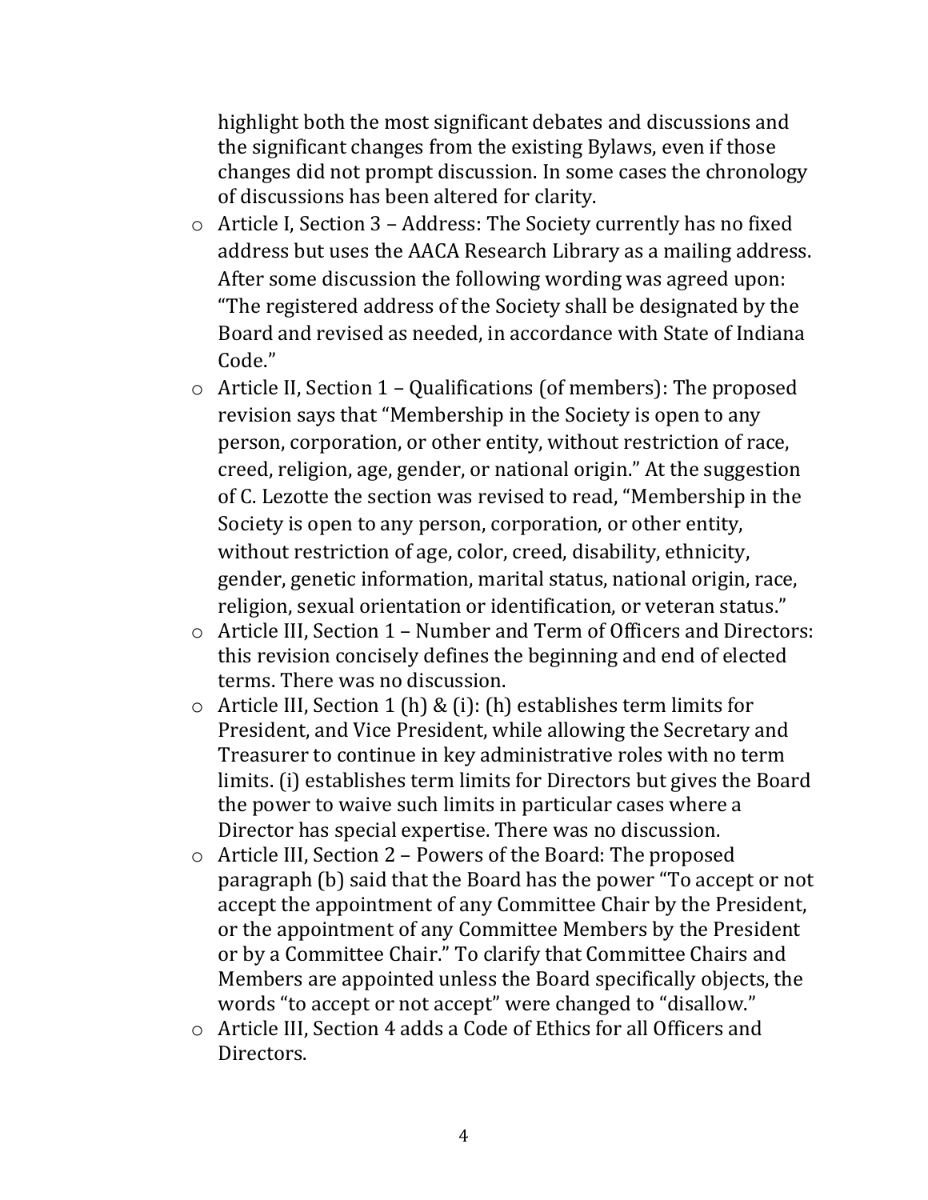highlight both the most significant debates and discussions and the significant changes from the existing Bylaws, even if those changes did not prompt discussion. In some cases the chronology of discussions has been altered for clarity.

- Article I, Section 3 – Address: The Society currently has no fixed address but uses the AACA Research Library as a mailing address. After some discussion the following wording was agreed upon: "The registered address of the Society shall be designated by the Board and revised as needed, in accordance with State of Indiana Code."
- Article II, Section 1 – Qualifications (of members): The proposed revision says that "Membership in the Society is open to any person, corporation, or other entity, without restriction of race, creed, religion, age, gender, or national origin." At the suggestion of C. Lezotte the section was revised to read, "Membership in the Society is open to any person, corporation, or other entity, without restriction of age, color, creed, disability, ethnicity, gender, genetic information, marital status, national origin, race, religion, sexual orientation or identification, or veteran status."
- Article III, Section 1 – Number and Term of Officers and Directors: this revision concisely defines the beginning and end of elected terms. There was no discussion.
- Article III, Section 1 (h) & (i): (h) establishes term limits for President, and Vice President, while allowing the Secretary and Treasurer to continue in key administrative roles with no term limits. (i) establishes term limits for Directors but gives the Board the power to waive such limits in particular cases where a Director has special expertise. There was no discussion.
- Article III, Section 2 – Powers of the Board: The proposed paragraph (b) said that the Board has the power "To accept or not accept the appointment of any Committee Chair by the President, or the appointment of any Committee Members by the President or by a Committee Chair." To clarify that Committee Chairs and Members are appointed unless the Board specifically objects, the words "to accept or not accept" were changed to "disallow."
- Article III, Section 4 adds a Code of Ethics for all Officers and Directors.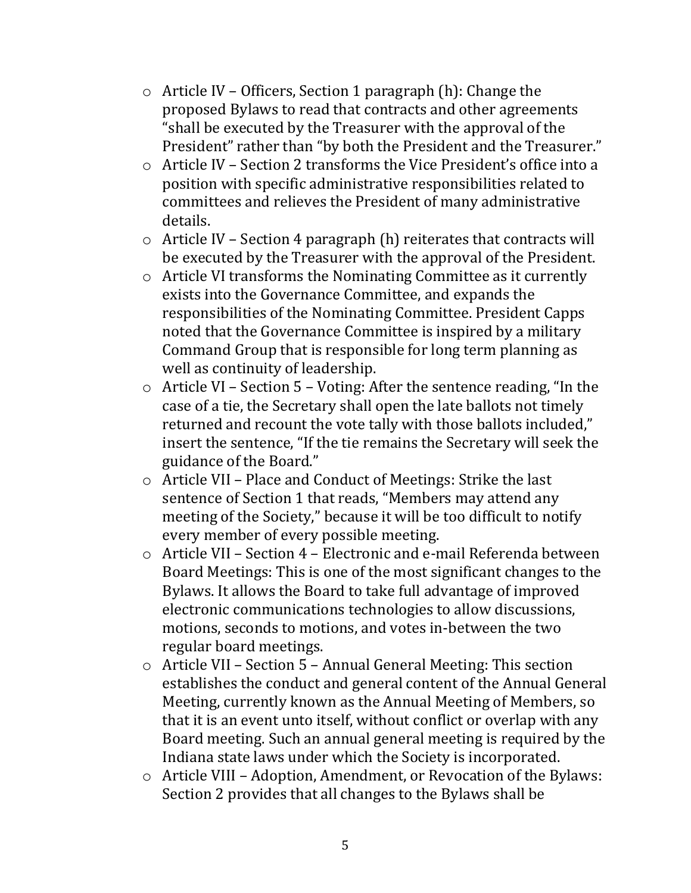- Article IV – Officers, Section 1 paragraph (h): Change the proposed Bylaws to read that contracts and other agreements "shall be executed by the Treasurer with the approval of the President" rather than "by both the President and the Treasurer."
- Article IV – Section 2 transforms the Vice President's office into a position with specific administrative responsibilities related to committees and relieves the President of many administrative details.
- Article IV – Section 4 paragraph (h) reiterates that contracts will be executed by the Treasurer with the approval of the President.
- Article VI transforms the Nominating Committee as it currently exists into the Governance Committee, and expands the responsibilities of the Nominating Committee. President Capps noted that the Governance Committee is inspired by a military Command Group that is responsible for long term planning as well as continuity of leadership.
- Article VI – Section 5 – Voting: After the sentence reading, "In the case of a tie, the Secretary shall open the late ballots not timely returned and recount the vote tally with those ballots included," insert the sentence, "If the tie remains the Secretary will seek the guidance of the Board."
- Article VII – Place and Conduct of Meetings: Strike the last sentence of Section 1 that reads, "Members may attend any meeting of the Society," because it will be too difficult to notify every member of every possible meeting.
- Article VII – Section 4 – Electronic and e-mail Referenda between Board Meetings: This is one of the most significant changes to the Bylaws. It allows the Board to take full advantage of improved electronic communications technologies to allow discussions, motions, seconds to motions, and votes in-between the two regular board meetings.
- Article VII – Section 5 – Annual General Meeting: This section establishes the conduct and general content of the Annual General Meeting, currently known as the Annual Meeting of Members, so that it is an event unto itself, without conflict or overlap with any Board meeting. Such an annual general meeting is required by the Indiana state laws under which the Society is incorporated.
- Article VIII – Adoption, Amendment, or Revocation of the Bylaws: Section 2 provides that all changes to the Bylaws shall be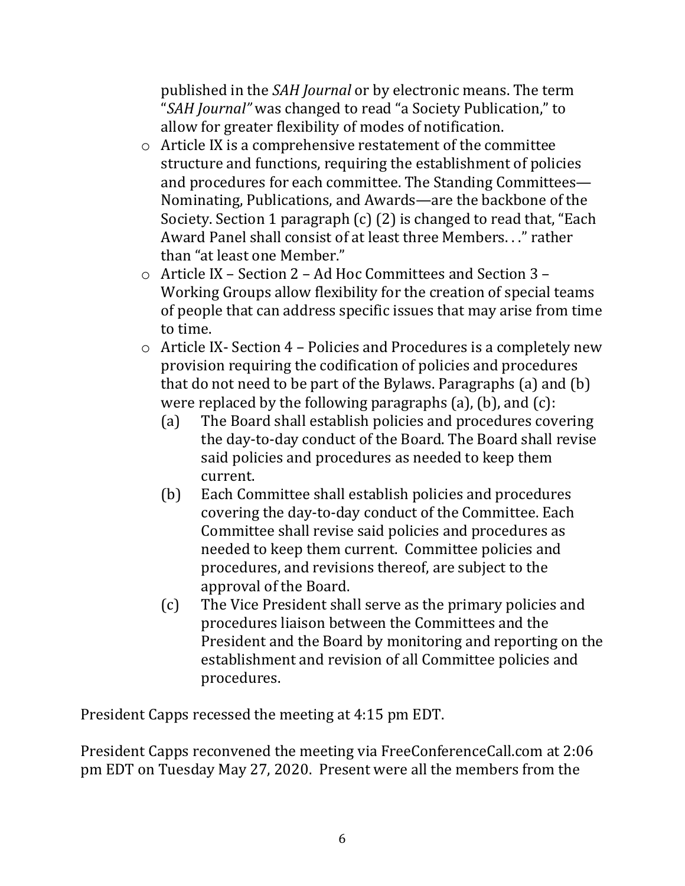published in the *SAH Journal* or by electronic means. The term "*SAH Journal"* was changed to read "a Society Publication," to allow for greater flexibility of modes of notification.

- Article IX is a comprehensive restatement of the committee structure and functions, requiring the establishment of policies and procedures for each committee. The Standing Committees—Nominating, Publications, and Awards—are the backbone of the Society. Section 1 paragraph (c) (2) is changed to read that, "Each Award Panel shall consist of at least three Members. . ." rather than "at least one Member."
- Article IX – Section 2 – Ad Hoc Committees and Section 3 – Working Groups allow flexibility for the creation of special teams of people that can address specific issues that may arise from time to time.
- Article IX- Section 4 – Policies and Procedures is a completely new provision requiring the codification of policies and procedures that do not need to be part of the Bylaws. Paragraphs (a) and (b) were replaced by the following paragraphs (a), (b), and (c):
  - (a) The Board shall establish policies and procedures covering the day-to-day conduct of the Board. The Board shall revise said policies and procedures as needed to keep them current.
  - (b) Each Committee shall establish policies and procedures covering the day-to-day conduct of the Committee. Each Committee shall revise said policies and procedures as needed to keep them current. Committee policies and procedures, and revisions thereof, are subject to the approval of the Board.
  - (c) The Vice President shall serve as the primary policies and procedures liaison between the Committees and the President and the Board by monitoring and reporting on the establishment and revision of all Committee policies and procedures.

President Capps recessed the meeting at 4:15 pm EDT.

President Capps reconvened the meeting via FreeConferenceCall.com at 2:06 pm EDT on Tuesday May 27, 2020. Present were all the members from the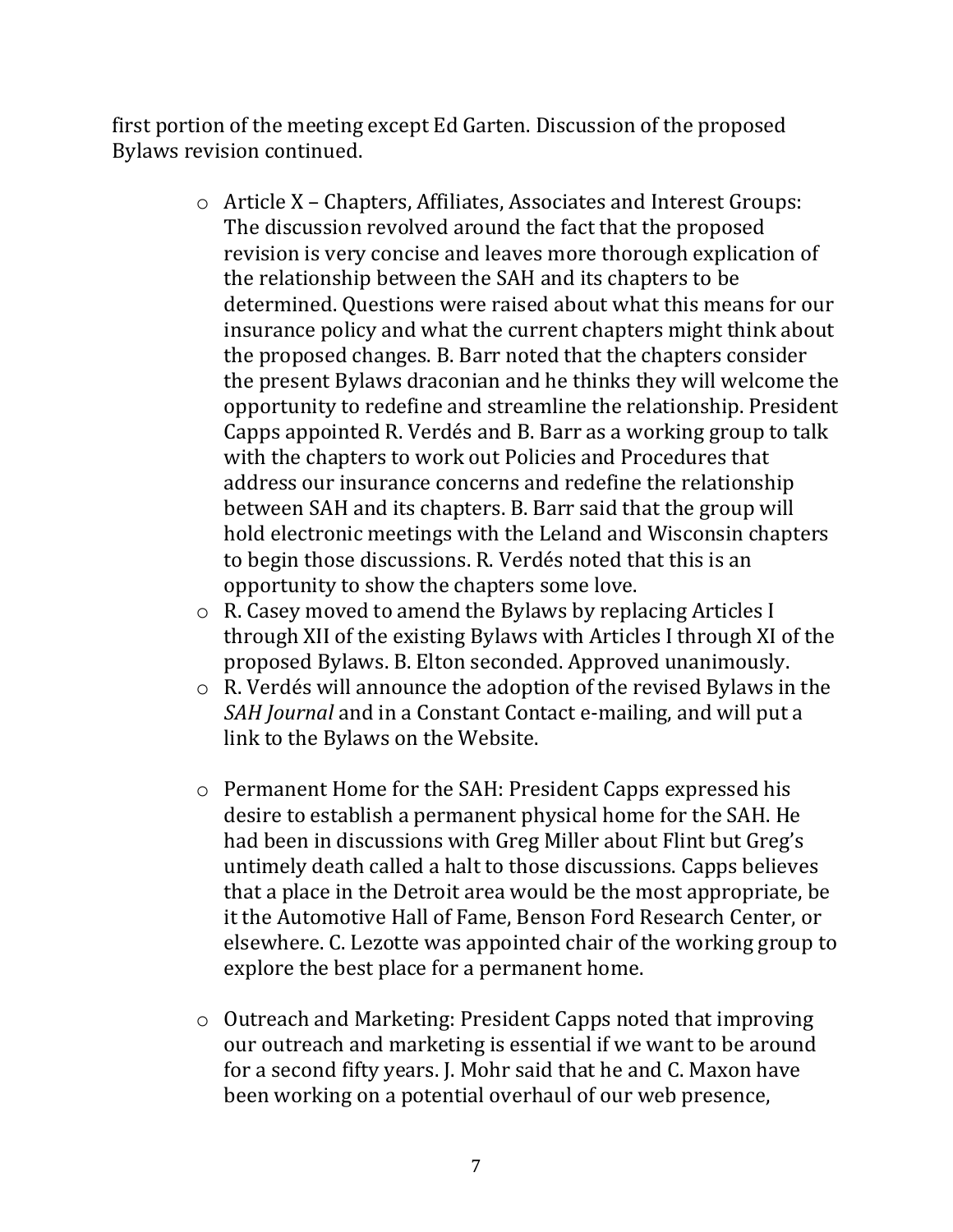first portion of the meeting except Ed Garten. Discussion of the proposed Bylaws revision continued.

- Article X – Chapters, Affiliates, Associates and Interest Groups: The discussion revolved around the fact that the proposed revision is very concise and leaves more thorough explication of the relationship between the SAH and its chapters to be determined. Questions were raised about what this means for our insurance policy and what the current chapters might think about the proposed changes. B. Barr noted that the chapters consider the present Bylaws draconian and he thinks they will welcome the opportunity to redefine and streamline the relationship. President Capps appointed R. Verdés and B. Barr as a working group to talk with the chapters to work out Policies and Procedures that address our insurance concerns and redefine the relationship between SAH and its chapters. B. Barr said that the group will hold electronic meetings with the Leland and Wisconsin chapters to begin those discussions. R. Verdés noted that this is an opportunity to show the chapters some love.
- R. Casey moved to amend the Bylaws by replacing Articles I through XII of the existing Bylaws with Articles I through XI of the proposed Bylaws. B. Elton seconded. Approved unanimously.
- R. Verdés will announce the adoption of the revised Bylaws in the *SAH Journal* and in a Constant Contact e-mailing, and will put a link to the Bylaws on the Website.

- Permanent Home for the SAH: President Capps expressed his desire to establish a permanent physical home for the SAH. He had been in discussions with Greg Miller about Flint but Greg's untimely death called a halt to those discussions. Capps believes that a place in the Detroit area would be the most appropriate, be it the Automotive Hall of Fame, Benson Ford Research Center, or elsewhere. C. Lezotte was appointed chair of the working group to explore the best place for a permanent home.

- Outreach and Marketing: President Capps noted that improving our outreach and marketing is essential if we want to be around for a second fifty years. J. Mohr said that he and C. Maxon have been working on a potential overhaul of our web presence,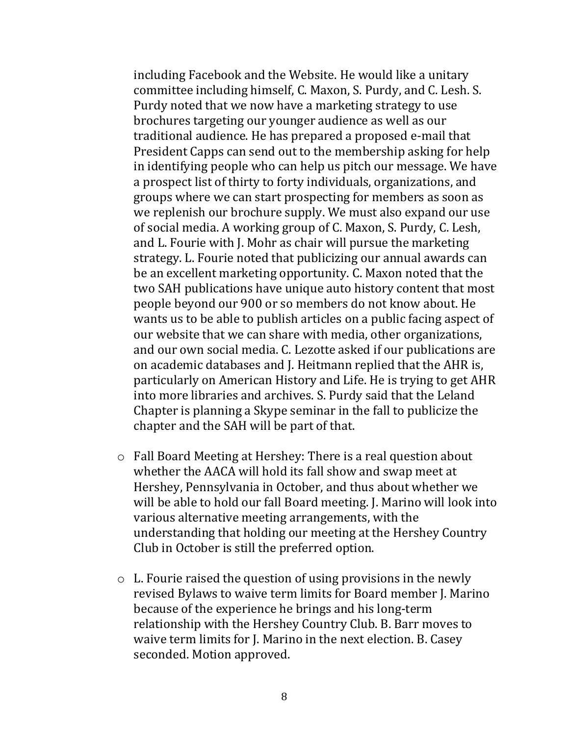including Facebook and the Website. He would like a unitary committee including himself, C. Maxon, S. Purdy, and C. Lesh. S. Purdy noted that we now have a marketing strategy to use brochures targeting our younger audience as well as our traditional audience. He has prepared a proposed e-mail that President Capps can send out to the membership asking for help in identifying people who can help us pitch our message. We have a prospect list of thirty to forty individuals, organizations, and groups where we can start prospecting for members as soon as we replenish our brochure supply. We must also expand our use of social media. A working group of C. Maxon, S. Purdy, C. Lesh, and L. Fourie with J. Mohr as chair will pursue the marketing strategy. L. Fourie noted that publicizing our annual awards can be an excellent marketing opportunity. C. Maxon noted that the two SAH publications have unique auto history content that most people beyond our 900 or so members do not know about. He wants us to be able to publish articles on a public facing aspect of our website that we can share with media, other organizations, and our own social media. C. Lezotte asked if our publications are on academic databases and J. Heitmann replied that the AHR is, particularly on American History and Life. He is trying to get AHR into more libraries and archives. S. Purdy said that the Leland Chapter is planning a Skype seminar in the fall to publicize the chapter and the SAH will be part of that.

- Fall Board Meeting at Hershey: There is a real question about whether the AACA will hold its fall show and swap meet at Hershey, Pennsylvania in October, and thus about whether we will be able to hold our fall Board meeting. J. Marino will look into various alternative meeting arrangements, with the understanding that holding our meeting at the Hershey Country Club in October is still the preferred option.

- L. Fourie raised the question of using provisions in the newly revised Bylaws to waive term limits for Board member J. Marino because of the experience he brings and his long-term relationship with the Hershey Country Club. B. Barr moves to waive term limits for J. Marino in the next election. B. Casey seconded. Motion approved.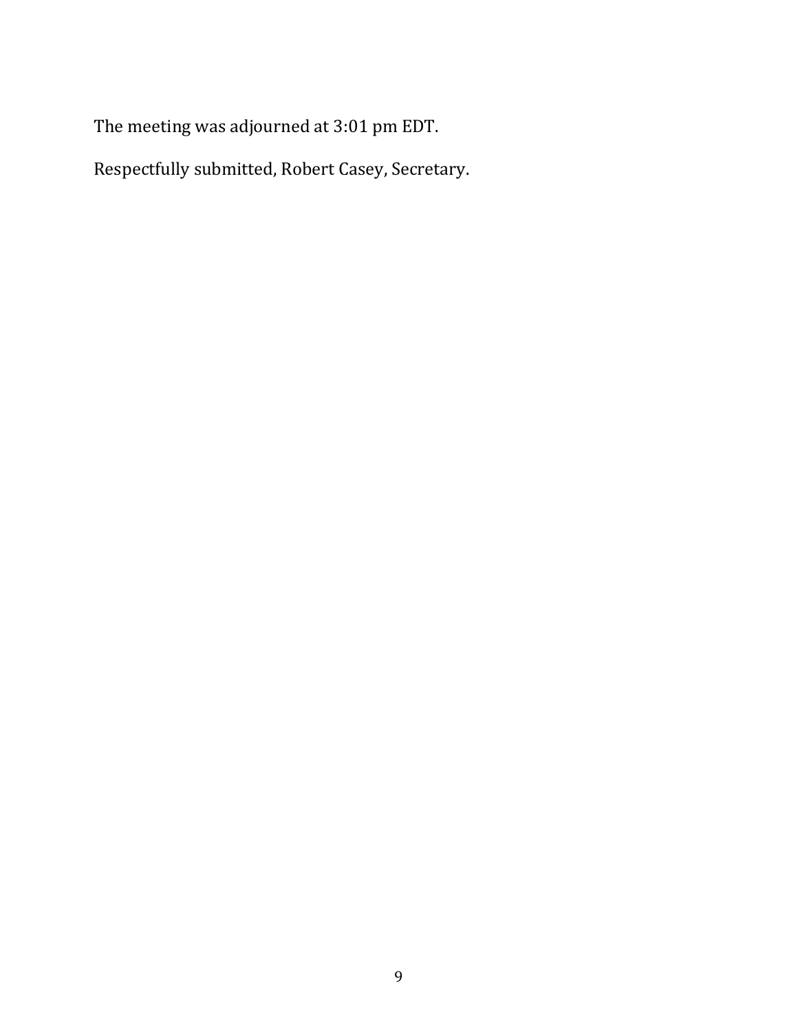The meeting was adjourned at 3:01 pm EDT.

Respectfully submitted, Robert Casey, Secretary.